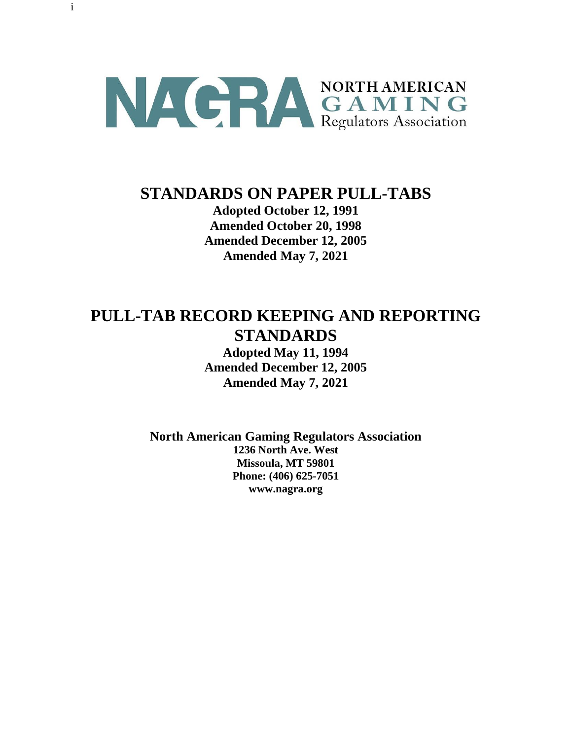NAGRA NORTH AMERICAN GAMING Regulators Association

# STANDARDS ON PAPER PULL-TABS

**Adopted October 12, 1991**
**Amended October 20, 1998**
**Amended December 12, 2005**
**Amended May 7, 2021**

# PULL-TAB RECORD KEEPING AND REPORTING STANDARDS

**Adopted May 11, 1994**
**Amended December 12, 2005**
**Amended May 7, 2021**

**North American Gaming Regulators Association**
**1236 North Ave. West**
**Missoula, MT 59801**
**Phone: (406) 625-7051**
**www.nagra.org**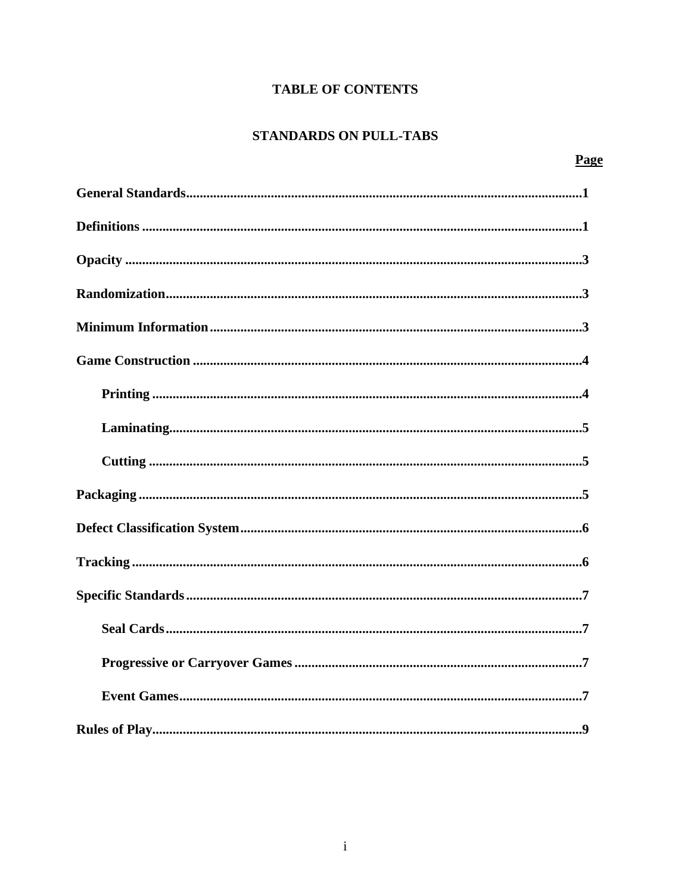# TABLE OF CONTENTS

## STANDARDS ON PULL-TABS

| | Page |
|---|---|
| **General Standards** | **1** |
| **Definitions** | **1** |
| **Opacity** | **3** |
| **Randomization** | **3** |
| **Minimum Information** | **3** |
| **Game Construction** | **4** |
| &nbsp;&nbsp;&nbsp;&nbsp;**Printing** | **4** |
| &nbsp;&nbsp;&nbsp;&nbsp;**Laminating** | **5** |
| &nbsp;&nbsp;&nbsp;&nbsp;**Cutting** | **5** |
| **Packaging** | **5** |
| **Defect Classification System** | **6** |
| **Tracking** | **6** |
| **Specific Standards** | **7** |
| &nbsp;&nbsp;&nbsp;&nbsp;**Seal Cards** | **7** |
| &nbsp;&nbsp;&nbsp;&nbsp;**Progressive or Carryover Games** | **7** |
| &nbsp;&nbsp;&nbsp;&nbsp;**Event Games** | **7** |
| **Rules of Play** | **9** |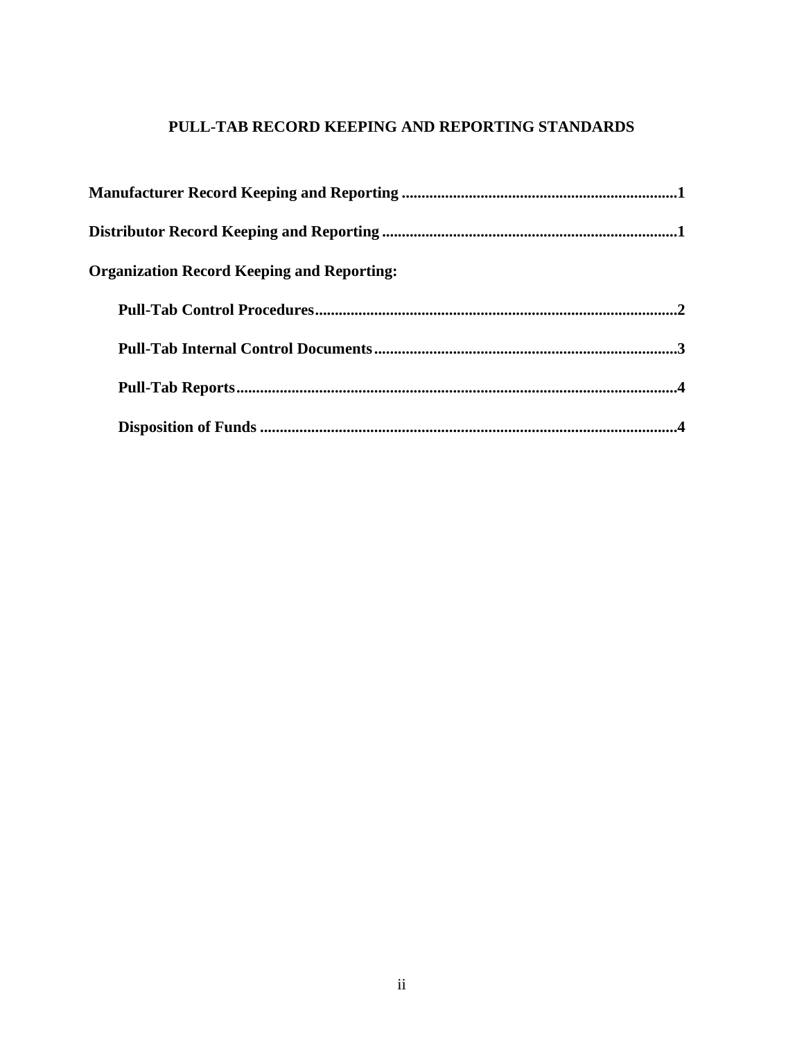## PULL-TAB RECORD KEEPING AND REPORTING STANDARDS

**Manufacturer Record Keeping and Reporting** ..................................................................... **1**

**Distributor Record Keeping and Reporting** ........................................................................... **1**

**Organization Record Keeping and Reporting:**

- **Pull-Tab Control Procedures** ........................................................................................... **2**
- **Pull-Tab Internal Control Documents** ............................................................................ **3**
- **Pull-Tab Reports** ............................................................................................................... **4**
- **Disposition of Funds** ......................................................................................................... **4**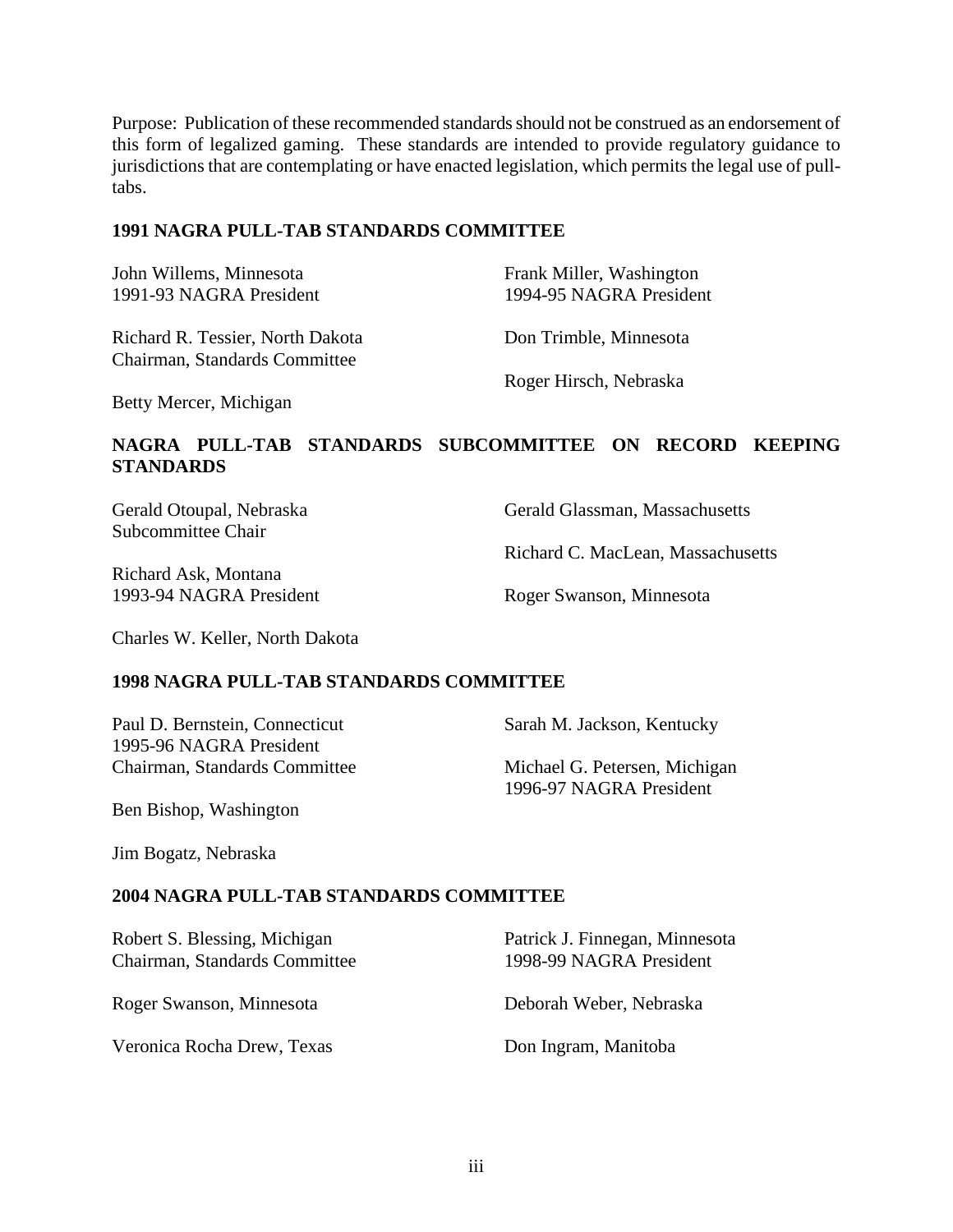Purpose: Publication of these recommended standards should not be construed as an endorsement of this form of legalized gaming. These standards are intended to provide regulatory guidance to jurisdictions that are contemplating or have enacted legislation, which permits the legal use of pull-tabs.

## 1991 NAGRA PULL-TAB STANDARDS COMMITTEE

John Willems, Minnesota
1991-93 NAGRA President

Richard R. Tessier, North Dakota
Chairman, Standards Committee

Betty Mercer, Michigan

Frank Miller, Washington
1994-95 NAGRA President

Don Trimble, Minnesota

Roger Hirsch, Nebraska

## NAGRA PULL-TAB STANDARDS SUBCOMMITTEE ON RECORD KEEPING STANDARDS

Gerald Otoupal, Nebraska
Subcommittee Chair

Richard Ask, Montana
1993-94 NAGRA President

Charles W. Keller, North Dakota

Gerald Glassman, Massachusetts

Richard C. MacLean, Massachusetts

Roger Swanson, Minnesota

## 1998 NAGRA PULL-TAB STANDARDS COMMITTEE

Paul D. Bernstein, Connecticut
1995-96 NAGRA President
Chairman, Standards Committee

Ben Bishop, Washington

Jim Bogatz, Nebraska

Sarah M. Jackson, Kentucky

Michael G. Petersen, Michigan
1996-97 NAGRA President

## 2004 NAGRA PULL-TAB STANDARDS COMMITTEE

Robert S. Blessing, Michigan
Chairman, Standards Committee

Roger Swanson, Minnesota

Veronica Rocha Drew, Texas

Patrick J. Finnegan, Minnesota
1998-99 NAGRA President

Deborah Weber, Nebraska

Don Ingram, Manitoba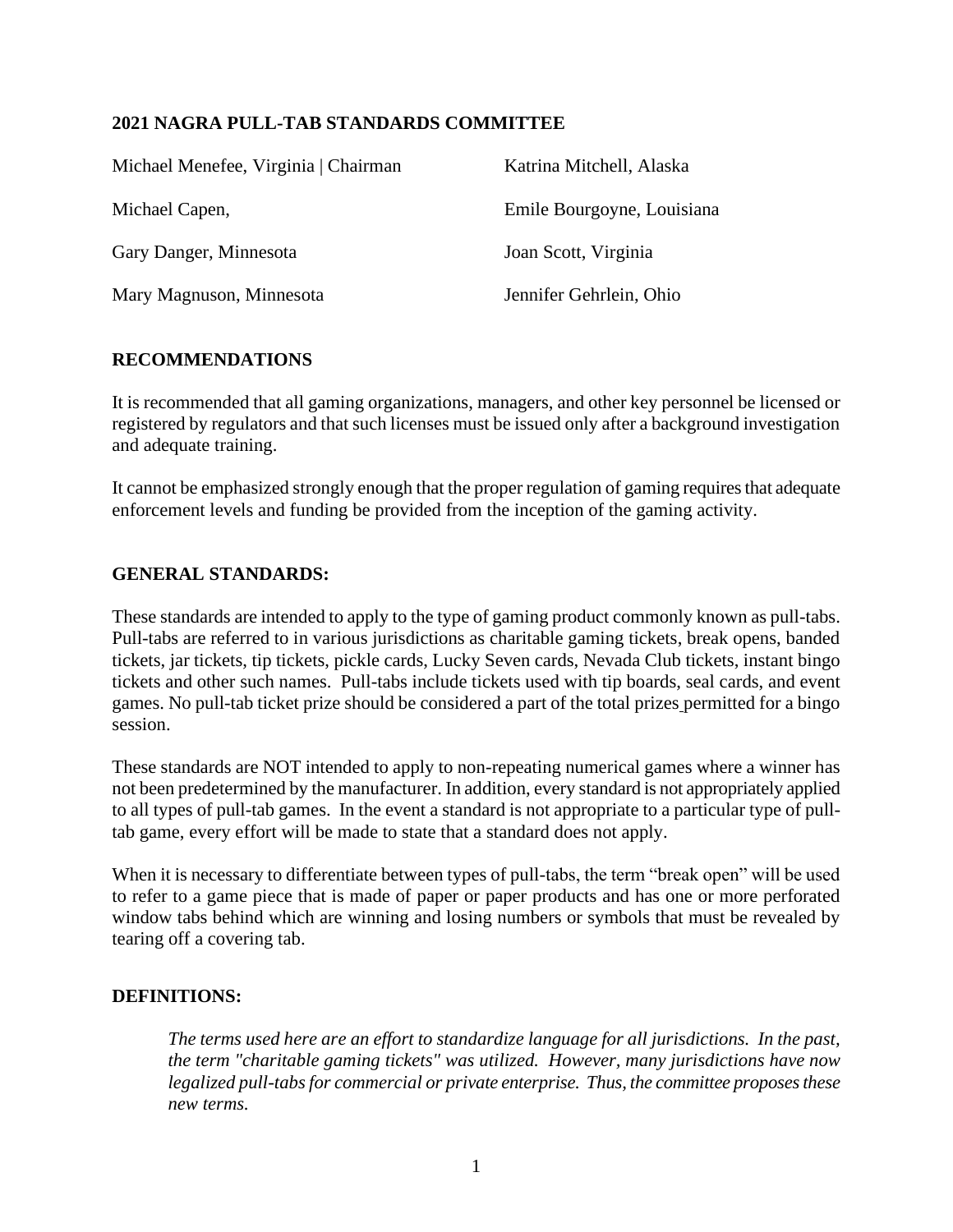**2021 NAGRA PULL-TAB STANDARDS COMMITTEE**

| | |
|---|---|
| Michael Menefee, Virginia \| Chairman | Katrina Mitchell, Alaska |
| Michael Capen, | Emile Bourgoyne, Louisiana |
| Gary Danger, Minnesota | Joan Scott, Virginia |
| Mary Magnuson, Minnesota | Jennifer Gehrlein, Ohio |

## RECOMMENDATIONS

It is recommended that all gaming organizations, managers, and other key personnel be licensed or registered by regulators and that such licenses must be issued only after a background investigation and adequate training.

It cannot be emphasized strongly enough that the proper regulation of gaming requires that adequate enforcement levels and funding be provided from the inception of the gaming activity.

## GENERAL STANDARDS:

These standards are intended to apply to the type of gaming product commonly known as pull-tabs. Pull-tabs are referred to in various jurisdictions as charitable gaming tickets, break opens, banded tickets, jar tickets, tip tickets, pickle cards, Lucky Seven cards, Nevada Club tickets, instant bingo tickets and other such names. Pull-tabs include tickets used with tip boards, seal cards, and event games. No pull-tab ticket prize should be considered a part of the total prizes permitted for a bingo session.

These standards are NOT intended to apply to non-repeating numerical games where a winner has not been predetermined by the manufacturer. In addition, every standard is not appropriately applied to all types of pull-tab games. In the event a standard is not appropriate to a particular type of pull-tab game, every effort will be made to state that a standard does not apply.

When it is necessary to differentiate between types of pull-tabs, the term "break open" will be used to refer to a game piece that is made of paper or paper products and has one or more perforated window tabs behind which are winning and losing numbers or symbols that must be revealed by tearing off a covering tab.

## DEFINITIONS:

*The terms used here are an effort to standardize language for all jurisdictions. In the past, the term "charitable gaming tickets" was utilized. However, many jurisdictions have now legalized pull-tabs for commercial or private enterprise. Thus, the committee proposes these new terms.*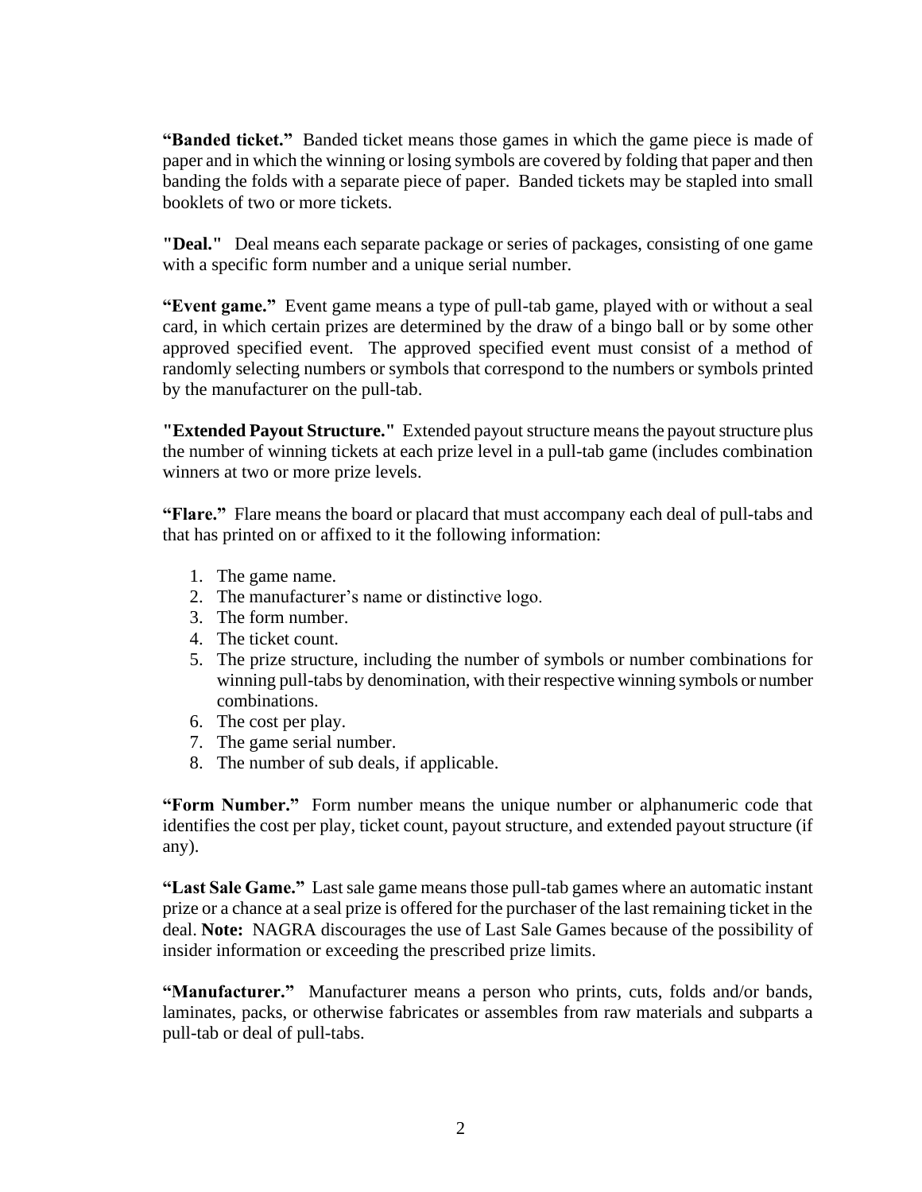**“Banded ticket.”** Banded ticket means those games in which the game piece is made of paper and in which the winning or losing symbols are covered by folding that paper and then banding the folds with a separate piece of paper. Banded tickets may be stapled into small booklets of two or more tickets.

**"Deal."** Deal means each separate package or series of packages, consisting of one game with a specific form number and a unique serial number.

**“Event game.”** Event game means a type of pull-tab game, played with or without a seal card, in which certain prizes are determined by the draw of a bingo ball or by some other approved specified event. The approved specified event must consist of a method of randomly selecting numbers or symbols that correspond to the numbers or symbols printed by the manufacturer on the pull-tab.

**"Extended Payout Structure."** Extended payout structure means the payout structure plus the number of winning tickets at each prize level in a pull-tab game (includes combination winners at two or more prize levels.

**“Flare.”** Flare means the board or placard that must accompany each deal of pull-tabs and that has printed on or affixed to it the following information:

1. The game name.
2. The manufacturer’s name or distinctive logo.
3. The form number.
4. The ticket count.
5. The prize structure, including the number of symbols or number combinations for winning pull-tabs by denomination, with their respective winning symbols or number combinations.
6. The cost per play.
7. The game serial number.
8. The number of sub deals, if applicable.

**“Form Number.”** Form number means the unique number or alphanumeric code that identifies the cost per play, ticket count, payout structure, and extended payout structure (if any).

**“Last Sale Game.”** Last sale game means those pull-tab games where an automatic instant prize or a chance at a seal prize is offered for the purchaser of the last remaining ticket in the deal. **Note:** NAGRA discourages the use of Last Sale Games because of the possibility of insider information or exceeding the prescribed prize limits.

**“Manufacturer.”** Manufacturer means a person who prints, cuts, folds and/or bands, laminates, packs, or otherwise fabricates or assembles from raw materials and subparts a pull-tab or deal of pull-tabs.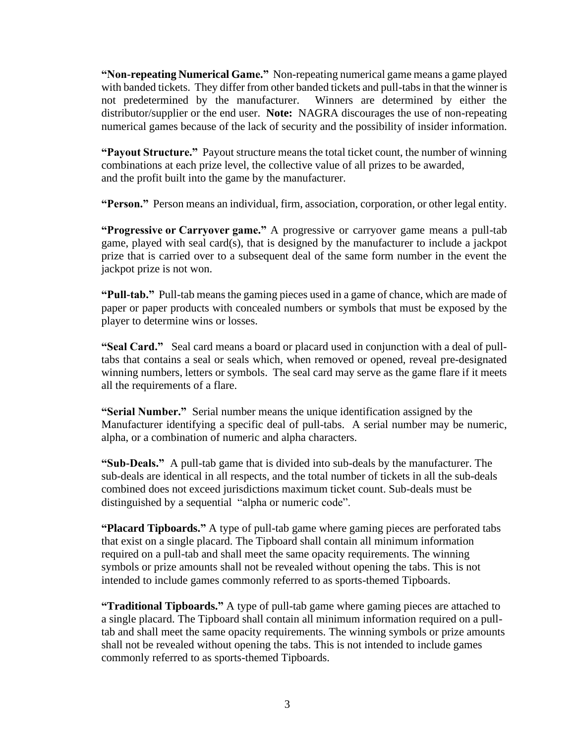**"Non-repeating Numerical Game."** Non-repeating numerical game means a game played with banded tickets. They differ from other banded tickets and pull-tabs in that the winner is not predetermined by the manufacturer. Winners are determined by either the distributor/supplier or the end user. **Note:** NAGRA discourages the use of non-repeating numerical games because of the lack of security and the possibility of insider information.

**"Payout Structure."** Payout structure means the total ticket count, the number of winning combinations at each prize level, the collective value of all prizes to be awarded, and the profit built into the game by the manufacturer.

**"Person."** Person means an individual, firm, association, corporation, or other legal entity.

**"Progressive or Carryover game."** A progressive or carryover game means a pull-tab game, played with seal card(s), that is designed by the manufacturer to include a jackpot prize that is carried over to a subsequent deal of the same form number in the event the jackpot prize is not won.

**"Pull-tab."** Pull-tab means the gaming pieces used in a game of chance, which are made of paper or paper products with concealed numbers or symbols that must be exposed by the player to determine wins or losses.

**"Seal Card."** Seal card means a board or placard used in conjunction with a deal of pull-tabs that contains a seal or seals which, when removed or opened, reveal pre-designated winning numbers, letters or symbols. The seal card may serve as the game flare if it meets all the requirements of a flare.

**"Serial Number."** Serial number means the unique identification assigned by the Manufacturer identifying a specific deal of pull-tabs. A serial number may be numeric, alpha, or a combination of numeric and alpha characters.

**"Sub-Deals."** A pull-tab game that is divided into sub-deals by the manufacturer. The sub-deals are identical in all respects, and the total number of tickets in all the sub-deals combined does not exceed jurisdictions maximum ticket count. Sub-deals must be distinguished by a sequential "alpha or numeric code".

**"Placard Tipboards."** A type of pull-tab game where gaming pieces are perforated tabs that exist on a single placard. The Tipboard shall contain all minimum information required on a pull-tab and shall meet the same opacity requirements. The winning symbols or prize amounts shall not be revealed without opening the tabs. This is not intended to include games commonly referred to as sports-themed Tipboards.

**"Traditional Tipboards."** A type of pull-tab game where gaming pieces are attached to a single placard. The Tipboard shall contain all minimum information required on a pull-tab and shall meet the same opacity requirements. The winning symbols or prize amounts shall not be revealed without opening the tabs. This is not intended to include games commonly referred to as sports-themed Tipboards.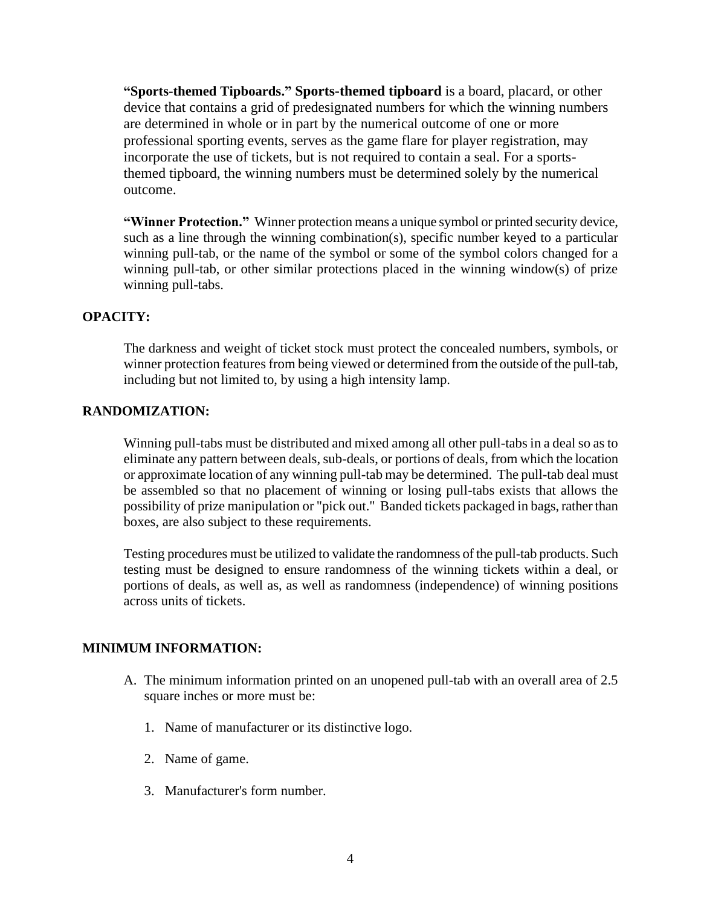**"Sports-themed Tipboards." Sports-themed tipboard** is a board, placard, or other device that contains a grid of predesignated numbers for which the winning numbers are determined in whole or in part by the numerical outcome of one or more professional sporting events, serves as the game flare for player registration, may incorporate the use of tickets, but is not required to contain a seal. For a sports-themed tipboard, the winning numbers must be determined solely by the numerical outcome.

**"Winner Protection."** Winner protection means a unique symbol or printed security device, such as a line through the winning combination(s), specific number keyed to a particular winning pull-tab, or the name of the symbol or some of the symbol colors changed for a winning pull-tab, or other similar protections placed in the winning window(s) of prize winning pull-tabs.

## OPACITY:

The darkness and weight of ticket stock must protect the concealed numbers, symbols, or winner protection features from being viewed or determined from the outside of the pull-tab, including but not limited to, by using a high intensity lamp.

## RANDOMIZATION:

Winning pull-tabs must be distributed and mixed among all other pull-tabs in a deal so as to eliminate any pattern between deals, sub-deals, or portions of deals, from which the location or approximate location of any winning pull-tab may be determined. The pull-tab deal must be assembled so that no placement of winning or losing pull-tabs exists that allows the possibility of prize manipulation or "pick out." Banded tickets packaged in bags, rather than boxes, are also subject to these requirements.

Testing procedures must be utilized to validate the randomness of the pull-tab products. Such testing must be designed to ensure randomness of the winning tickets within a deal, or portions of deals, as well as, as well as randomness (independence) of winning positions across units of tickets.

## MINIMUM INFORMATION:

A. The minimum information printed on an unopened pull-tab with an overall area of 2.5 square inches or more must be:

   1. Name of manufacturer or its distinctive logo.

   2. Name of game.

   3. Manufacturer's form number.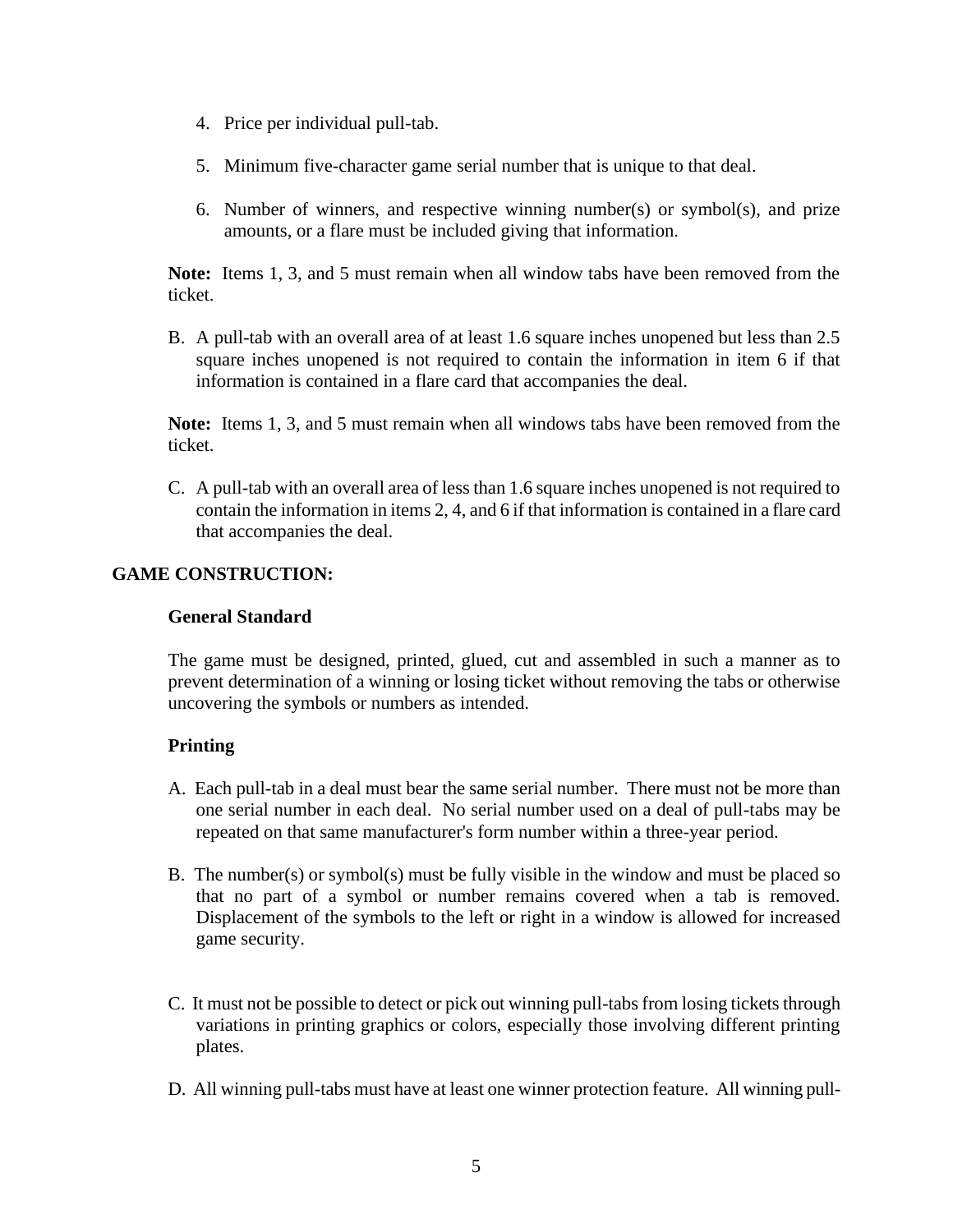4. Price per individual pull-tab.

5. Minimum five-character game serial number that is unique to that deal.

6. Number of winners, and respective winning number(s) or symbol(s), and prize amounts, or a flare must be included giving that information.

**Note:** Items 1, 3, and 5 must remain when all window tabs have been removed from the ticket.

B. A pull-tab with an overall area of at least 1.6 square inches unopened but less than 2.5 square inches unopened is not required to contain the information in item 6 if that information is contained in a flare card that accompanies the deal.

**Note:** Items 1, 3, and 5 must remain when all windows tabs have been removed from the ticket.

C. A pull-tab with an overall area of less than 1.6 square inches unopened is not required to contain the information in items 2, 4, and 6 if that information is contained in a flare card that accompanies the deal.

## GAME CONSTRUCTION:

### General Standard

The game must be designed, printed, glued, cut and assembled in such a manner as to prevent determination of a winning or losing ticket without removing the tabs or otherwise uncovering the symbols or numbers as intended.

### Printing

A. Each pull-tab in a deal must bear the same serial number. There must not be more than one serial number in each deal. No serial number used on a deal of pull-tabs may be repeated on that same manufacturer's form number within a three-year period.

B. The number(s) or symbol(s) must be fully visible in the window and must be placed so that no part of a symbol or number remains covered when a tab is removed. Displacement of the symbols to the left or right in a window is allowed for increased game security.

C. It must not be possible to detect or pick out winning pull-tabs from losing tickets through variations in printing graphics or colors, especially those involving different printing plates.

D. All winning pull-tabs must have at least one winner protection feature. All winning pull-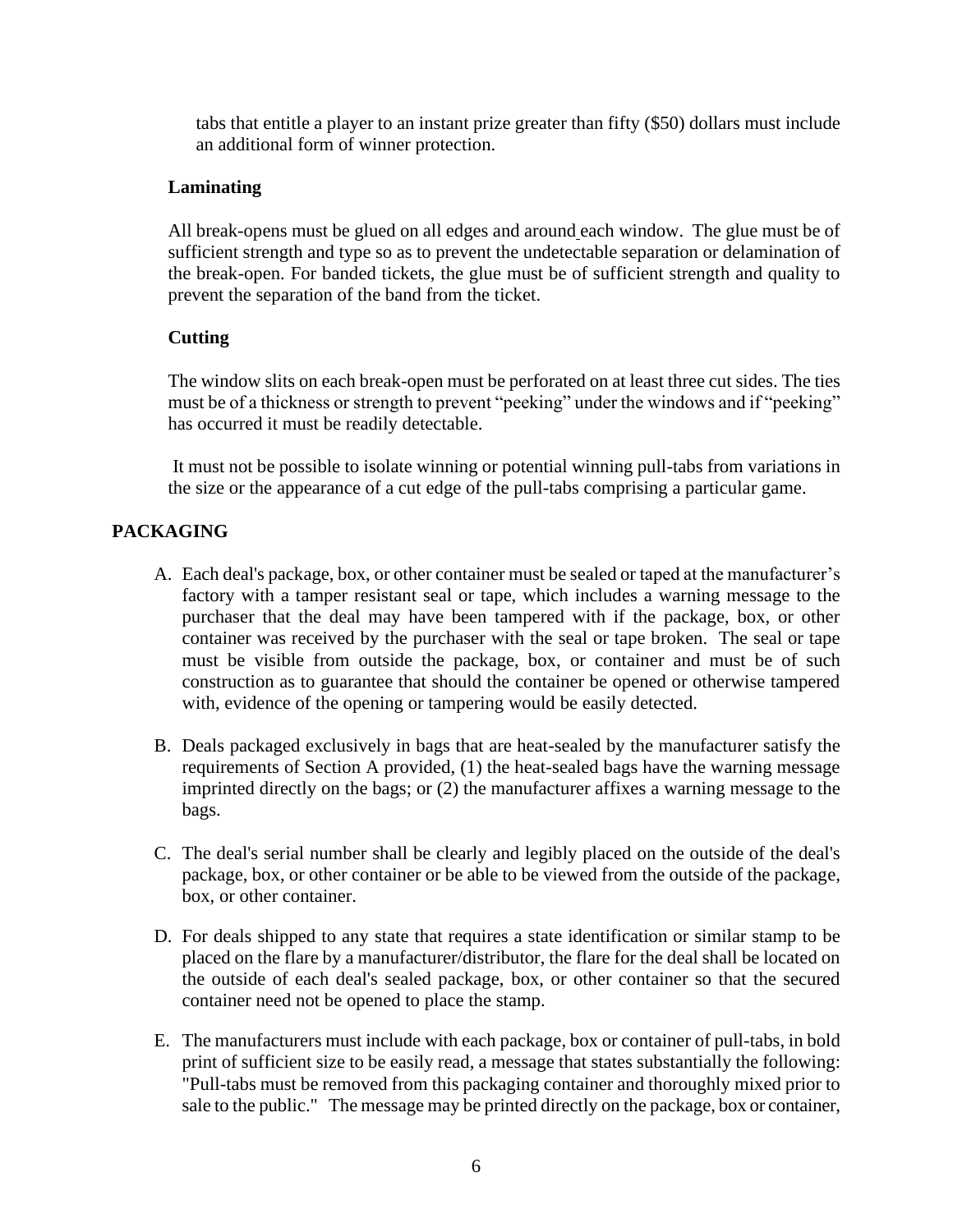tabs that entitle a player to an instant prize greater than fifty ($50) dollars must include an additional form of winner protection.

**Laminating**

All break-opens must be glued on all edges and around each window. The glue must be of sufficient strength and type so as to prevent the undetectable separation or delamination of the break-open. For banded tickets, the glue must be of sufficient strength and quality to prevent the separation of the band from the ticket.

**Cutting**

The window slits on each break-open must be perforated on at least three cut sides. The ties must be of a thickness or strength to prevent "peeking" under the windows and if "peeking" has occurred it must be readily detectable.

It must not be possible to isolate winning or potential winning pull-tabs from variations in the size or the appearance of a cut edge of the pull-tabs comprising a particular game.

## PACKAGING

A. Each deal's package, box, or other container must be sealed or taped at the manufacturer's factory with a tamper resistant seal or tape, which includes a warning message to the purchaser that the deal may have been tampered with if the package, box, or other container was received by the purchaser with the seal or tape broken. The seal or tape must be visible from outside the package, box, or container and must be of such construction as to guarantee that should the container be opened or otherwise tampered with, evidence of the opening or tampering would be easily detected.

B. Deals packaged exclusively in bags that are heat-sealed by the manufacturer satisfy the requirements of Section A provided, (1) the heat-sealed bags have the warning message imprinted directly on the bags; or (2) the manufacturer affixes a warning message to the bags.

C. The deal's serial number shall be clearly and legibly placed on the outside of the deal's package, box, or other container or be able to be viewed from the outside of the package, box, or other container.

D. For deals shipped to any state that requires a state identification or similar stamp to be placed on the flare by a manufacturer/distributor, the flare for the deal shall be located on the outside of each deal's sealed package, box, or other container so that the secured container need not be opened to place the stamp.

E. The manufacturers must include with each package, box or container of pull-tabs, in bold print of sufficient size to be easily read, a message that states substantially the following: "Pull-tabs must be removed from this packaging container and thoroughly mixed prior to sale to the public." The message may be printed directly on the package, box or container,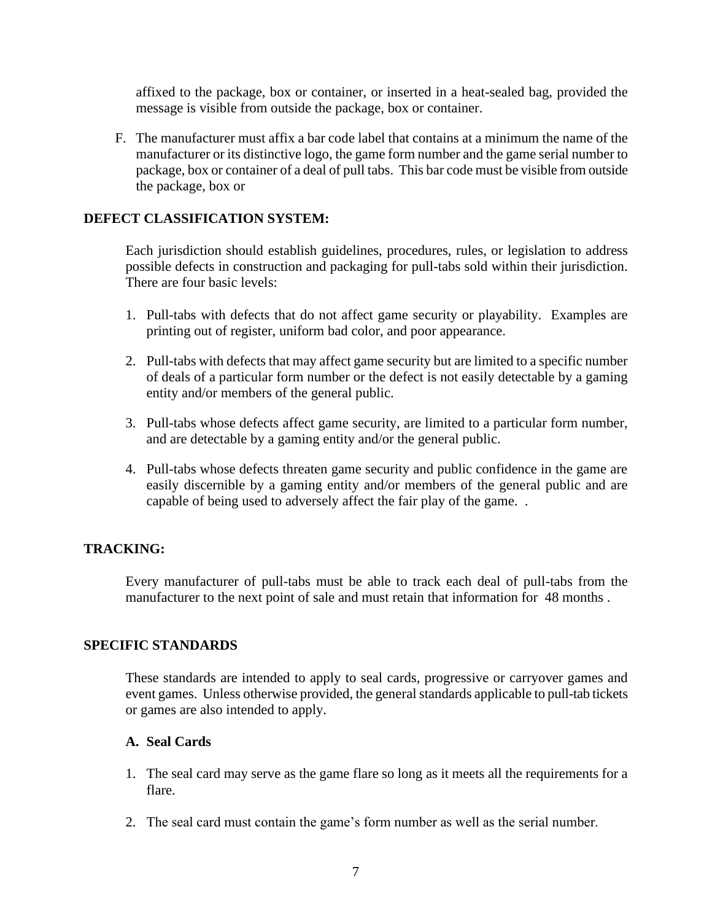affixed to the package, box or container, or inserted in a heat-sealed bag, provided the message is visible from outside the package, box or container.

F. The manufacturer must affix a bar code label that contains at a minimum the name of the manufacturer or its distinctive logo, the game form number and the game serial number to package, box or container of a deal of pull tabs. This bar code must be visible from outside the package, box or

**DEFECT CLASSIFICATION SYSTEM:**

Each jurisdiction should establish guidelines, procedures, rules, or legislation to address possible defects in construction and packaging for pull-tabs sold within their jurisdiction. There are four basic levels:

1. Pull-tabs with defects that do not affect game security or playability. Examples are printing out of register, uniform bad color, and poor appearance.

2. Pull-tabs with defects that may affect game security but are limited to a specific number of deals of a particular form number or the defect is not easily detectable by a gaming entity and/or members of the general public.

3. Pull-tabs whose defects affect game security, are limited to a particular form number, and are detectable by a gaming entity and/or the general public.

4. Pull-tabs whose defects threaten game security and public confidence in the game are easily discernible by a gaming entity and/or members of the general public and are capable of being used to adversely affect the fair play of the game. .

**TRACKING:**

Every manufacturer of pull-tabs must be able to track each deal of pull-tabs from the manufacturer to the next point of sale and must retain that information for 48 months .

**SPECIFIC STANDARDS**

These standards are intended to apply to seal cards, progressive or carryover games and event games. Unless otherwise provided, the general standards applicable to pull-tab tickets or games are also intended to apply.

**A. Seal Cards**

1. The seal card may serve as the game flare so long as it meets all the requirements for a flare.

2. The seal card must contain the game's form number as well as the serial number.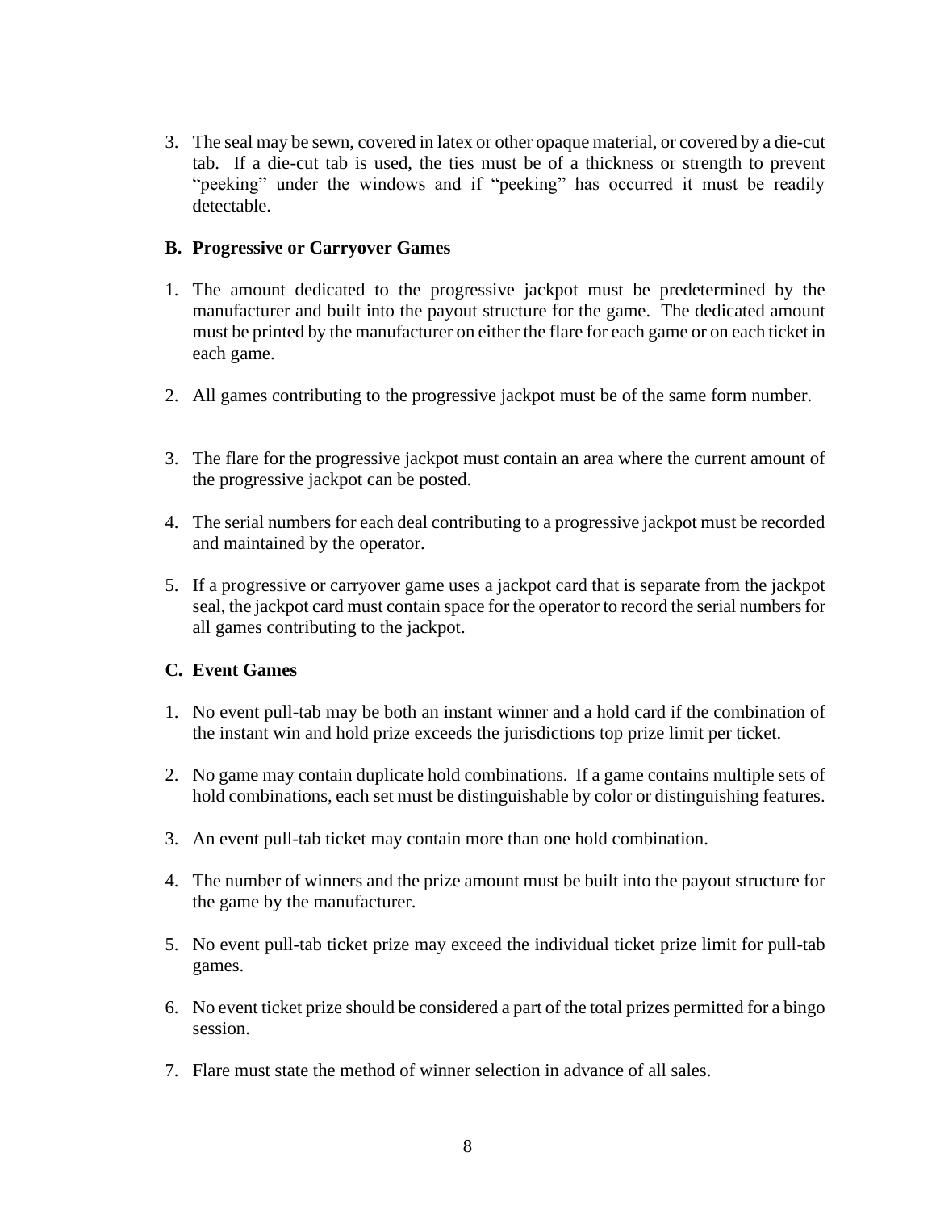3. The seal may be sewn, covered in latex or other opaque material, or covered by a die-cut tab. If a die-cut tab is used, the ties must be of a thickness or strength to prevent "peeking" under the windows and if "peeking" has occurred it must be readily detectable.

**B. Progressive or Carryover Games**

1. The amount dedicated to the progressive jackpot must be predetermined by the manufacturer and built into the payout structure for the game. The dedicated amount must be printed by the manufacturer on either the flare for each game or on each ticket in each game.

2. All games contributing to the progressive jackpot must be of the same form number.

3. The flare for the progressive jackpot must contain an area where the current amount of the progressive jackpot can be posted.

4. The serial numbers for each deal contributing to a progressive jackpot must be recorded and maintained by the operator.

5. If a progressive or carryover game uses a jackpot card that is separate from the jackpot seal, the jackpot card must contain space for the operator to record the serial numbers for all games contributing to the jackpot.

**C. Event Games**

1. No event pull-tab may be both an instant winner and a hold card if the combination of the instant win and hold prize exceeds the jurisdictions top prize limit per ticket.

2. No game may contain duplicate hold combinations. If a game contains multiple sets of hold combinations, each set must be distinguishable by color or distinguishing features.

3. An event pull-tab ticket may contain more than one hold combination.

4. The number of winners and the prize amount must be built into the payout structure for the game by the manufacturer.

5. No event pull-tab ticket prize may exceed the individual ticket prize limit for pull-tab games.

6. No event ticket prize should be considered a part of the total prizes permitted for a bingo session.

7. Flare must state the method of winner selection in advance of all sales.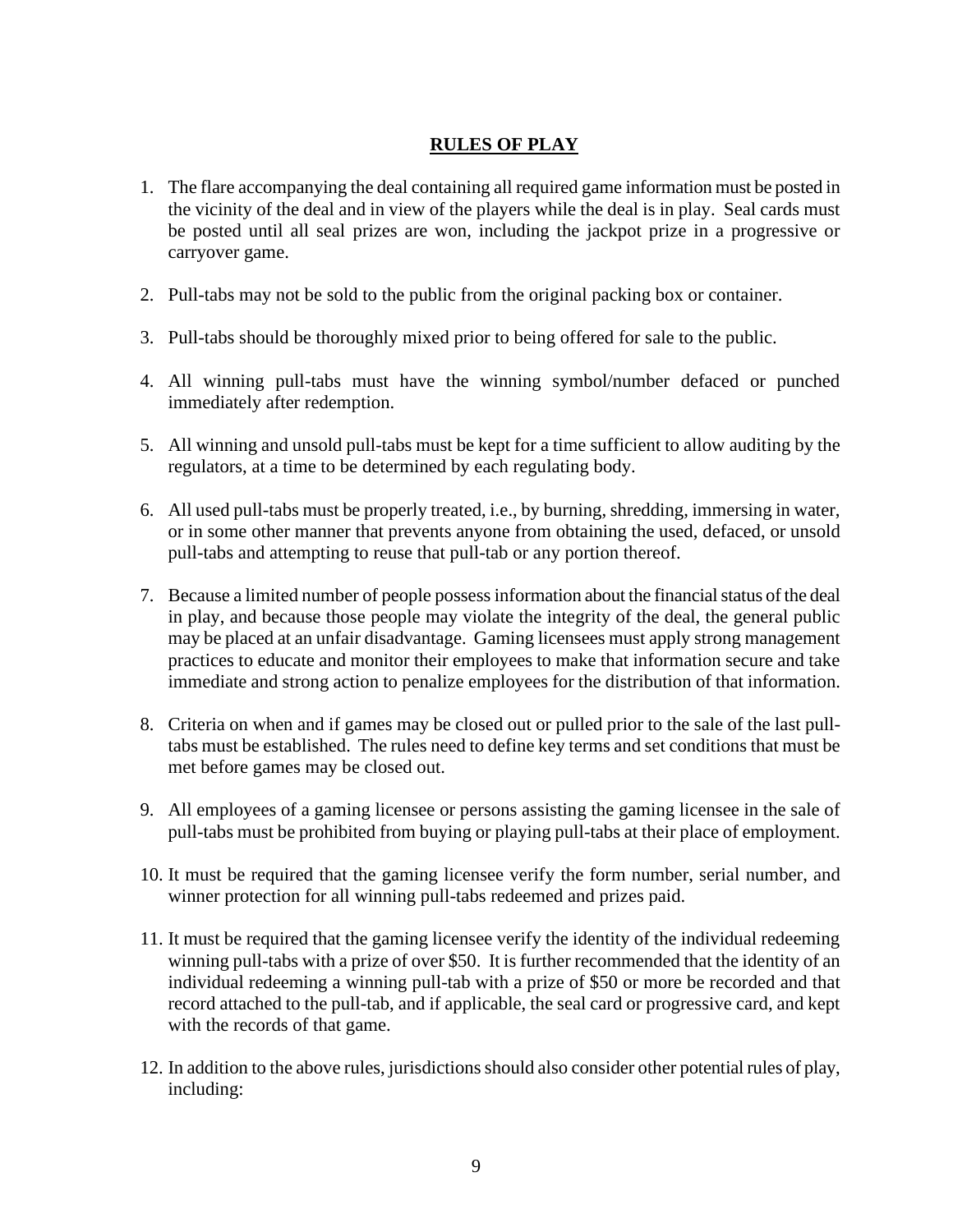## RULES OF PLAY

1. The flare accompanying the deal containing all required game information must be posted in the vicinity of the deal and in view of the players while the deal is in play. Seal cards must be posted until all seal prizes are won, including the jackpot prize in a progressive or carryover game.

2. Pull-tabs may not be sold to the public from the original packing box or container.

3. Pull-tabs should be thoroughly mixed prior to being offered for sale to the public.

4. All winning pull-tabs must have the winning symbol/number defaced or punched immediately after redemption.

5. All winning and unsold pull-tabs must be kept for a time sufficient to allow auditing by the regulators, at a time to be determined by each regulating body.

6. All used pull-tabs must be properly treated, i.e., by burning, shredding, immersing in water, or in some other manner that prevents anyone from obtaining the used, defaced, or unsold pull-tabs and attempting to reuse that pull-tab or any portion thereof.

7. Because a limited number of people possess information about the financial status of the deal in play, and because those people may violate the integrity of the deal, the general public may be placed at an unfair disadvantage. Gaming licensees must apply strong management practices to educate and monitor their employees to make that information secure and take immediate and strong action to penalize employees for the distribution of that information.

8. Criteria on when and if games may be closed out or pulled prior to the sale of the last pull-tabs must be established. The rules need to define key terms and set conditions that must be met before games may be closed out.

9. All employees of a gaming licensee or persons assisting the gaming licensee in the sale of pull-tabs must be prohibited from buying or playing pull-tabs at their place of employment.

10. It must be required that the gaming licensee verify the form number, serial number, and winner protection for all winning pull-tabs redeemed and prizes paid.

11. It must be required that the gaming licensee verify the identity of the individual redeeming winning pull-tabs with a prize of over $50. It is further recommended that the identity of an individual redeeming a winning pull-tab with a prize of $50 or more be recorded and that record attached to the pull-tab, and if applicable, the seal card or progressive card, and kept with the records of that game.

12. In addition to the above rules, jurisdictions should also consider other potential rules of play, including: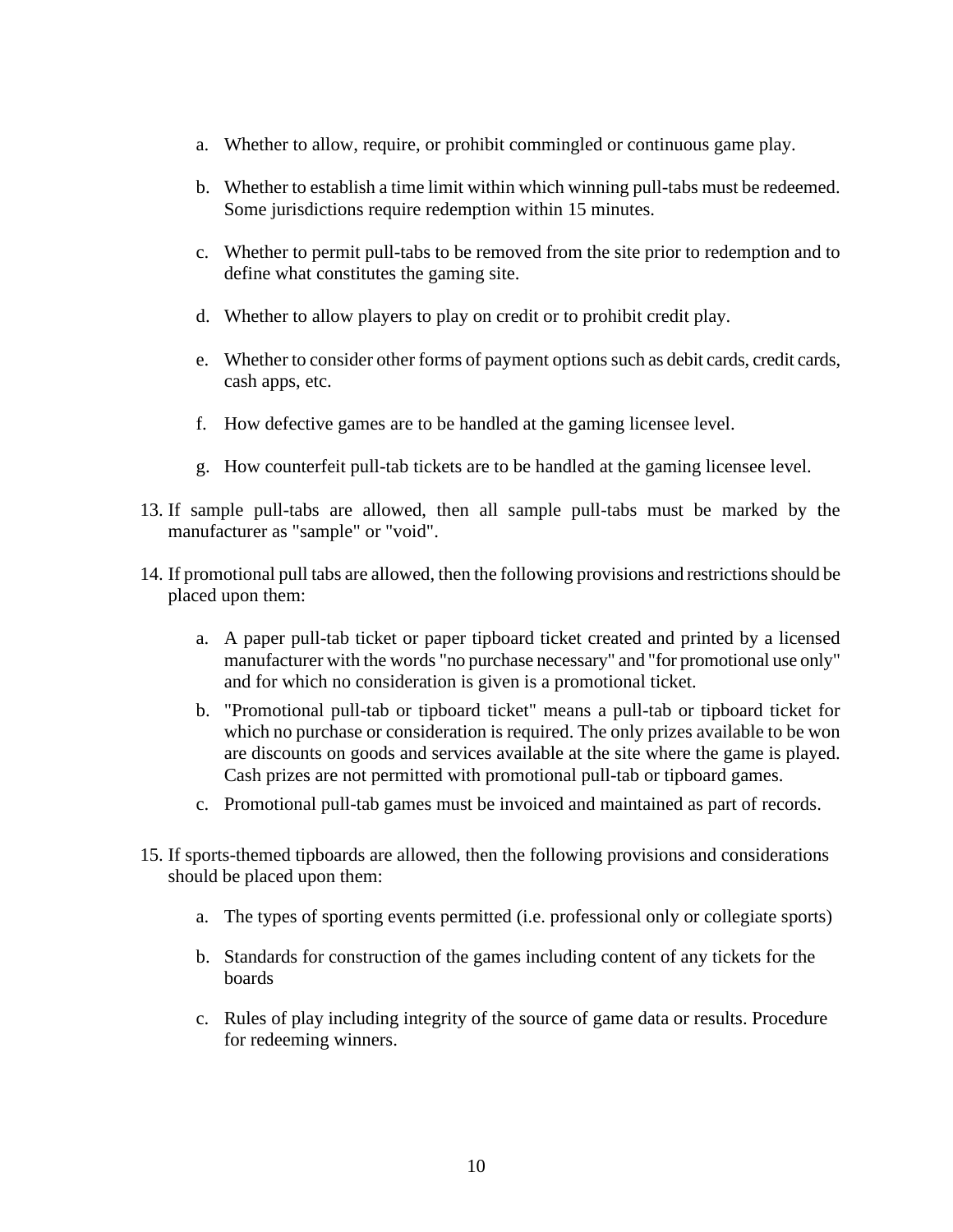a. Whether to allow, require, or prohibit commingled or continuous game play.

   b. Whether to establish a time limit within which winning pull-tabs must be redeemed. Some jurisdictions require redemption within 15 minutes.

   c. Whether to permit pull-tabs to be removed from the site prior to redemption and to define what constitutes the gaming site.

   d. Whether to allow players to play on credit or to prohibit credit play.

   e. Whether to consider other forms of payment options such as debit cards, credit cards, cash apps, etc.

   f. How defective games are to be handled at the gaming licensee level.

   g. How counterfeit pull-tab tickets are to be handled at the gaming licensee level.

13. If sample pull-tabs are allowed, then all sample pull-tabs must be marked by the manufacturer as "sample" or "void".

14. If promotional pull tabs are allowed, then the following provisions and restrictions should be placed upon them:

    a. A paper pull-tab ticket or paper tipboard ticket created and printed by a licensed manufacturer with the words "no purchase necessary" and "for promotional use only" and for which no consideration is given is a promotional ticket.
    b. "Promotional pull-tab or tipboard ticket" means a pull-tab or tipboard ticket for which no purchase or consideration is required. The only prizes available to be won are discounts on goods and services available at the site where the game is played. Cash prizes are not permitted with promotional pull-tab or tipboard games.
    c. Promotional pull-tab games must be invoiced and maintained as part of records.

15. If sports-themed tipboards are allowed, then the following provisions and considerations should be placed upon them:

    a. The types of sporting events permitted (i.e. professional only or collegiate sports)

    b. Standards for construction of the games including content of any tickets for the boards

    c. Rules of play including integrity of the source of game data or results. Procedure for redeeming winners.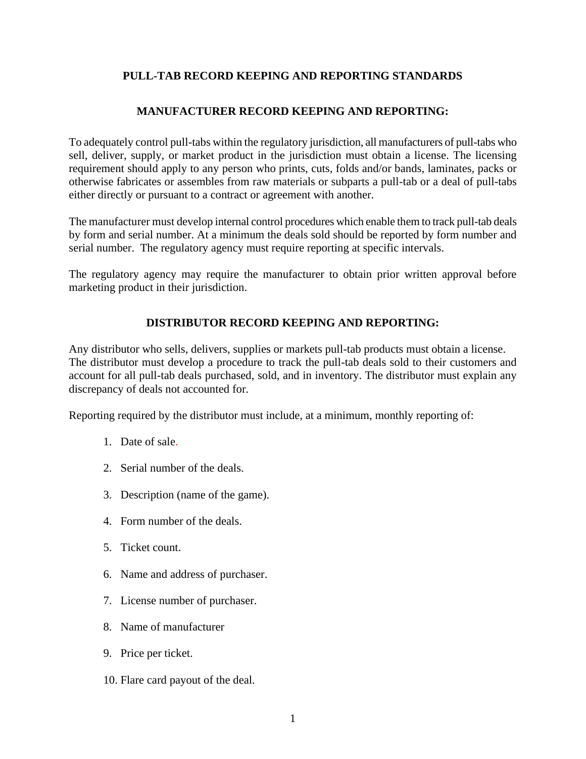# PULL-TAB RECORD KEEPING AND REPORTING STANDARDS

## MANUFACTURER RECORD KEEPING AND REPORTING:

To adequately control pull-tabs within the regulatory jurisdiction, all manufacturers of pull-tabs who sell, deliver, supply, or market product in the jurisdiction must obtain a license. The licensing requirement should apply to any person who prints, cuts, folds and/or bands, laminates, packs or otherwise fabricates or assembles from raw materials or subparts a pull-tab or a deal of pull-tabs either directly or pursuant to a contract or agreement with another.

The manufacturer must develop internal control procedures which enable them to track pull-tab deals by form and serial number. At a minimum the deals sold should be reported by form number and serial number. The regulatory agency must require reporting at specific intervals.

The regulatory agency may require the manufacturer to obtain prior written approval before marketing product in their jurisdiction.

## DISTRIBUTOR RECORD KEEPING AND REPORTING:

Any distributor who sells, delivers, supplies or markets pull-tab products must obtain a license. The distributor must develop a procedure to track the pull-tab deals sold to their customers and account for all pull-tab deals purchased, sold, and in inventory. The distributor must explain any discrepancy of deals not accounted for.

Reporting required by the distributor must include, at a minimum, monthly reporting of:

1. Date of sale.
2. Serial number of the deals.
3. Description (name of the game).
4. Form number of the deals.
5. Ticket count.
6. Name and address of purchaser.
7. License number of purchaser.
8. Name of manufacturer
9. Price per ticket.
10. Flare card payout of the deal.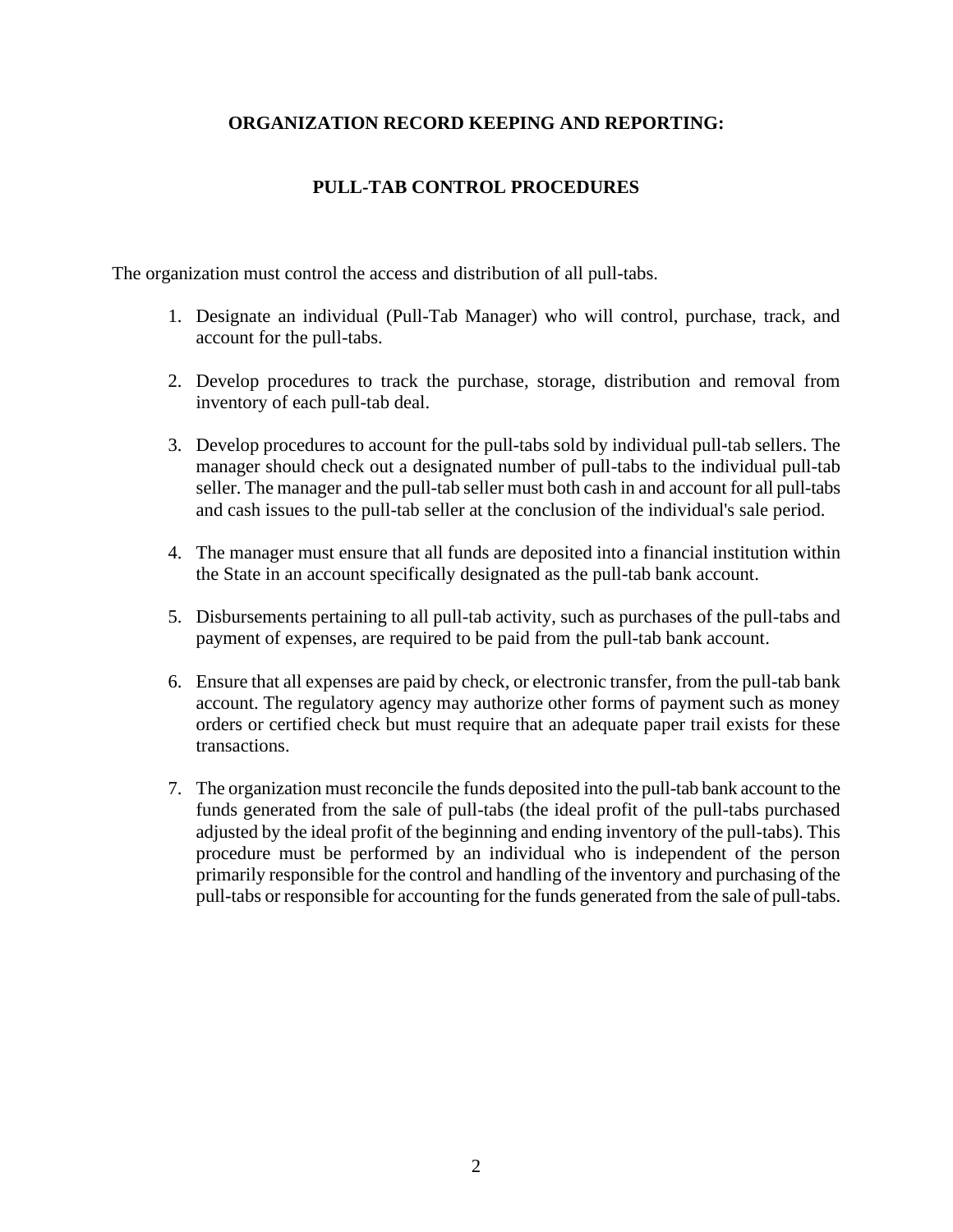## ORGANIZATION RECORD KEEPING AND REPORTING:

### PULL-TAB CONTROL PROCEDURES

The organization must control the access and distribution of all pull-tabs.

1. Designate an individual (Pull-Tab Manager) who will control, purchase, track, and account for the pull-tabs.

2. Develop procedures to track the purchase, storage, distribution and removal from inventory of each pull-tab deal.

3. Develop procedures to account for the pull-tabs sold by individual pull-tab sellers. The manager should check out a designated number of pull-tabs to the individual pull-tab seller. The manager and the pull-tab seller must both cash in and account for all pull-tabs and cash issues to the pull-tab seller at the conclusion of the individual's sale period.

4. The manager must ensure that all funds are deposited into a financial institution within the State in an account specifically designated as the pull-tab bank account.

5. Disbursements pertaining to all pull-tab activity, such as purchases of the pull-tabs and payment of expenses, are required to be paid from the pull-tab bank account.

6. Ensure that all expenses are paid by check, or electronic transfer, from the pull-tab bank account. The regulatory agency may authorize other forms of payment such as money orders or certified check but must require that an adequate paper trail exists for these transactions.

7. The organization must reconcile the funds deposited into the pull-tab bank account to the funds generated from the sale of pull-tabs (the ideal profit of the pull-tabs purchased adjusted by the ideal profit of the beginning and ending inventory of the pull-tabs). This procedure must be performed by an individual who is independent of the person primarily responsible for the control and handling of the inventory and purchasing of the pull-tabs or responsible for accounting for the funds generated from the sale of pull-tabs.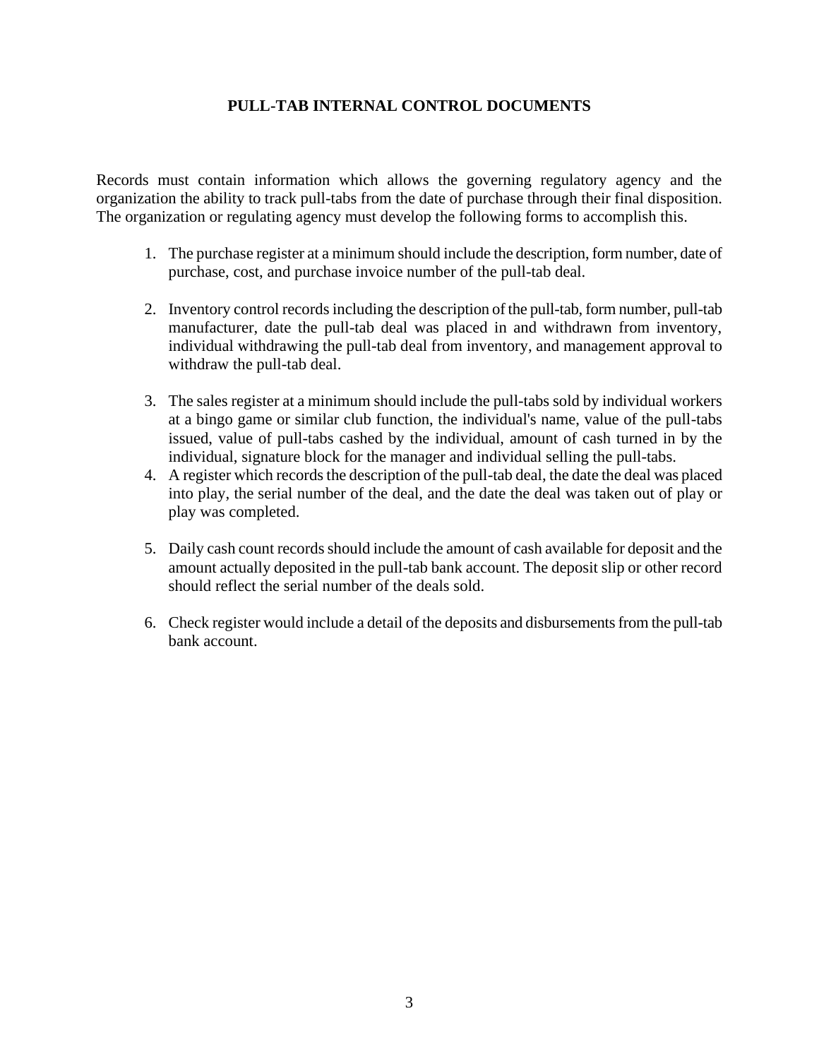## PULL-TAB INTERNAL CONTROL DOCUMENTS

Records must contain information which allows the governing regulatory agency and the organization the ability to track pull-tabs from the date of purchase through their final disposition. The organization or regulating agency must develop the following forms to accomplish this.

1. The purchase register at a minimum should include the description, form number, date of purchase, cost, and purchase invoice number of the pull-tab deal.

2. Inventory control records including the description of the pull-tab, form number, pull-tab manufacturer, date the pull-tab deal was placed in and withdrawn from inventory, individual withdrawing the pull-tab deal from inventory, and management approval to withdraw the pull-tab deal.

3. The sales register at a minimum should include the pull-tabs sold by individual workers at a bingo game or similar club function, the individual's name, value of the pull-tabs issued, value of pull-tabs cashed by the individual, amount of cash turned in by the individual, signature block for the manager and individual selling the pull-tabs.

4. A register which records the description of the pull-tab deal, the date the deal was placed into play, the serial number of the deal, and the date the deal was taken out of play or play was completed.

5. Daily cash count records should include the amount of cash available for deposit and the amount actually deposited in the pull-tab bank account. The deposit slip or other record should reflect the serial number of the deals sold.

6. Check register would include a detail of the deposits and disbursements from the pull-tab bank account.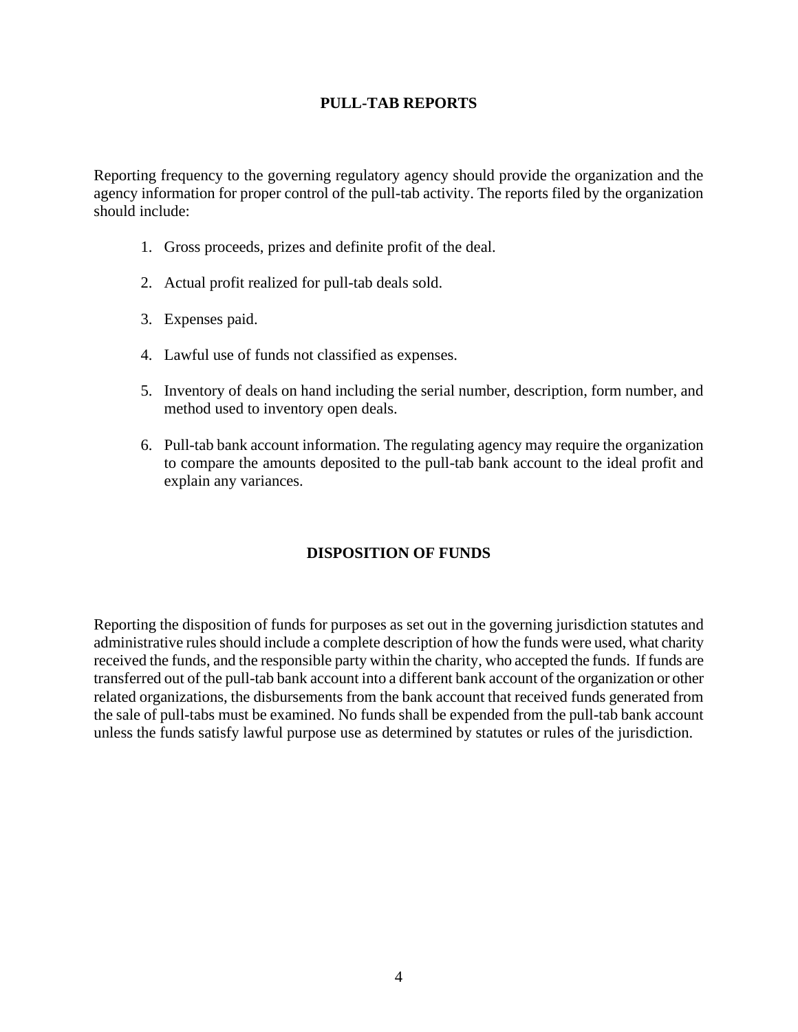## PULL-TAB REPORTS

Reporting frequency to the governing regulatory agency should provide the organization and the agency information for proper control of the pull-tab activity. The reports filed by the organization should include:

1. Gross proceeds, prizes and definite profit of the deal.
2. Actual profit realized for pull-tab deals sold.
3. Expenses paid.
4. Lawful use of funds not classified as expenses.
5. Inventory of deals on hand including the serial number, description, form number, and method used to inventory open deals.
6. Pull-tab bank account information. The regulating agency may require the organization to compare the amounts deposited to the pull-tab bank account to the ideal profit and explain any variances.

## DISPOSITION OF FUNDS

Reporting the disposition of funds for purposes as set out in the governing jurisdiction statutes and administrative rules should include a complete description of how the funds were used, what charity received the funds, and the responsible party within the charity, who accepted the funds. If funds are transferred out of the pull-tab bank account into a different bank account of the organization or other related organizations, the disbursements from the bank account that received funds generated from the sale of pull-tabs must be examined. No funds shall be expended from the pull-tab bank account unless the funds satisfy lawful purpose use as determined by statutes or rules of the jurisdiction.